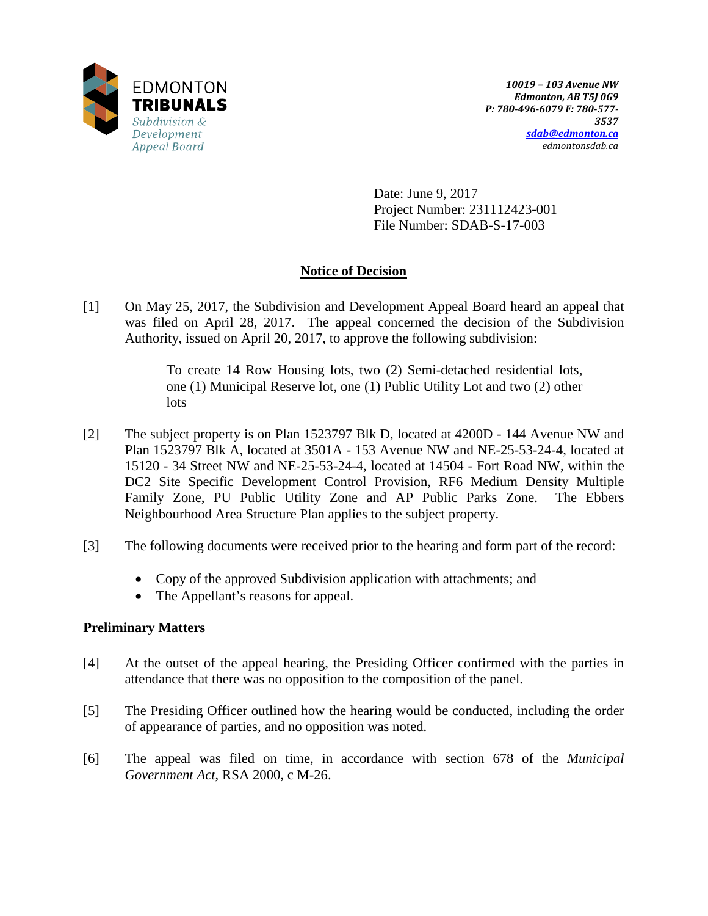EDMONTON
**TRIBUNALS**
*Subdivision & Development Appeal Board*

***10019 – 103 Avenue NW***
***Edmonton, AB T5J 0G9***
***P: 780-496-6079 F: 780-577-3537***
***sdab@edmonton.ca***
*edmontonsdab.ca*

Date: June 9, 2017
Project Number: 231112423-001
File Number: SDAB-S-17-003

## Notice of Decision

[1] On May 25, 2017, the Subdivision and Development Appeal Board heard an appeal that was filed on April 28, 2017. The appeal concerned the decision of the Subdivision Authority, issued on April 20, 2017, to approve the following subdivision:

> To create 14 Row Housing lots, two (2) Semi-detached residential lots, one (1) Municipal Reserve lot, one (1) Public Utility Lot and two (2) other lots

[2] The subject property is on Plan 1523797 Blk D, located at 4200D - 144 Avenue NW and Plan 1523797 Blk A, located at 3501A - 153 Avenue NW and NE-25-53-24-4, located at 15120 - 34 Street NW and NE-25-53-24-4, located at 14504 - Fort Road NW, within the DC2 Site Specific Development Control Provision, RF6 Medium Density Multiple Family Zone, PU Public Utility Zone and AP Public Parks Zone. The Ebbers Neighbourhood Area Structure Plan applies to the subject property.

[3] The following documents were received prior to the hearing and form part of the record:

- Copy of the approved Subdivision application with attachments; and
- The Appellant's reasons for appeal.

### Preliminary Matters

[4] At the outset of the appeal hearing, the Presiding Officer confirmed with the parties in attendance that there was no opposition to the composition of the panel.

[5] The Presiding Officer outlined how the hearing would be conducted, including the order of appearance of parties, and no opposition was noted.

[6] The appeal was filed on time, in accordance with section 678 of the *Municipal Government Act*, RSA 2000, c M-26.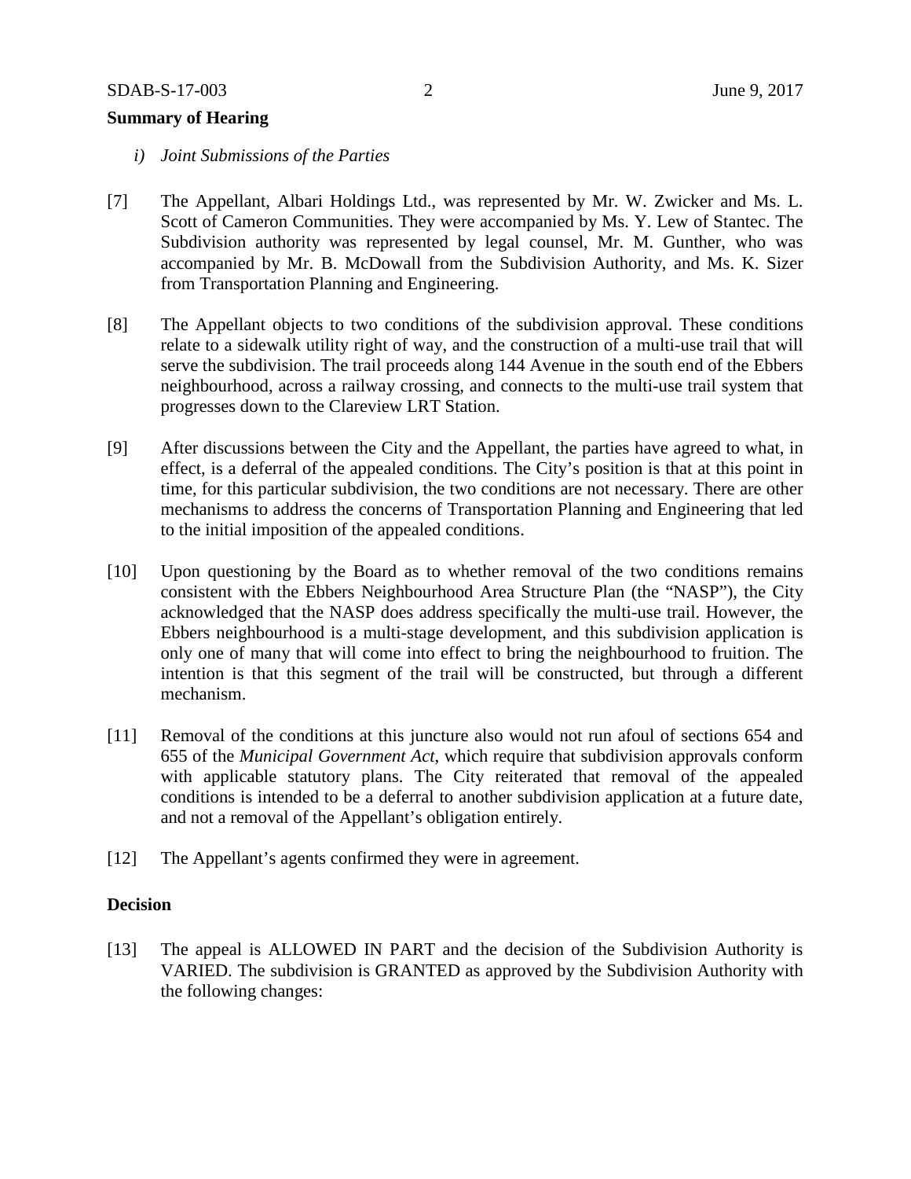**Summary of Hearing**

*i) Joint Submissions of the Parties*

[7] The Appellant, Albari Holdings Ltd., was represented by Mr. W. Zwicker and Ms. L. Scott of Cameron Communities. They were accompanied by Ms. Y. Lew of Stantec. The Subdivision authority was represented by legal counsel, Mr. M. Gunther, who was accompanied by Mr. B. McDowall from the Subdivision Authority, and Ms. K. Sizer from Transportation Planning and Engineering.

[8] The Appellant objects to two conditions of the subdivision approval. These conditions relate to a sidewalk utility right of way, and the construction of a multi-use trail that will serve the subdivision. The trail proceeds along 144 Avenue in the south end of the Ebbers neighbourhood, across a railway crossing, and connects to the multi-use trail system that progresses down to the Clareview LRT Station.

[9] After discussions between the City and the Appellant, the parties have agreed to what, in effect, is a deferral of the appealed conditions. The City's position is that at this point in time, for this particular subdivision, the two conditions are not necessary. There are other mechanisms to address the concerns of Transportation Planning and Engineering that led to the initial imposition of the appealed conditions.

[10] Upon questioning by the Board as to whether removal of the two conditions remains consistent with the Ebbers Neighbourhood Area Structure Plan (the "NASP"), the City acknowledged that the NASP does address specifically the multi-use trail. However, the Ebbers neighbourhood is a multi-stage development, and this subdivision application is only one of many that will come into effect to bring the neighbourhood to fruition. The intention is that this segment of the trail will be constructed, but through a different mechanism.

[11] Removal of the conditions at this juncture also would not run afoul of sections 654 and 655 of the *Municipal Government Act*, which require that subdivision approvals conform with applicable statutory plans. The City reiterated that removal of the appealed conditions is intended to be a deferral to another subdivision application at a future date, and not a removal of the Appellant's obligation entirely.

[12] The Appellant's agents confirmed they were in agreement.

**Decision**

[13] The appeal is ALLOWED IN PART and the decision of the Subdivision Authority is VARIED. The subdivision is GRANTED as approved by the Subdivision Authority with the following changes: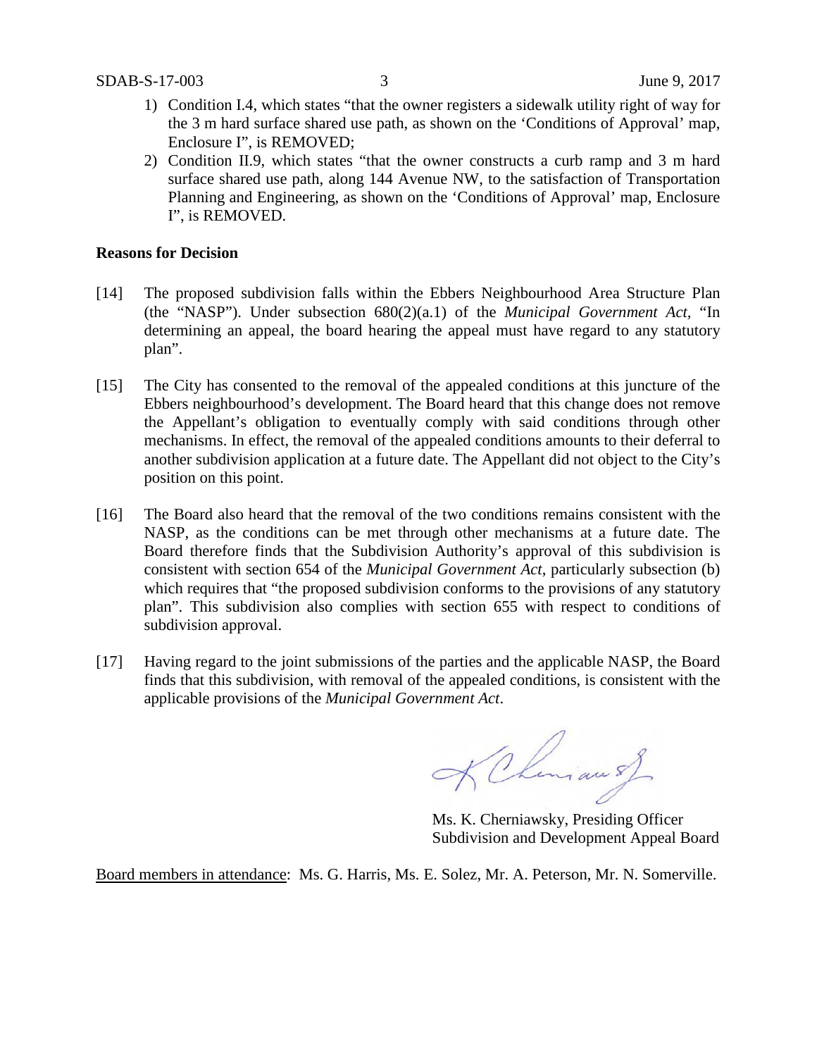1) Condition I.4, which states "that the owner registers a sidewalk utility right of way for the 3 m hard surface shared use path, as shown on the 'Conditions of Approval' map, Enclosure I", is REMOVED;
2) Condition II.9, which states "that the owner constructs a curb ramp and 3 m hard surface shared use path, along 144 Avenue NW, to the satisfaction of Transportation Planning and Engineering, as shown on the 'Conditions of Approval' map, Enclosure I", is REMOVED.

**Reasons for Decision**

[14] The proposed subdivision falls within the Ebbers Neighbourhood Area Structure Plan (the "NASP"). Under subsection 680(2)(a.1) of the *Municipal Government Act*, "In determining an appeal, the board hearing the appeal must have regard to any statutory plan".

[15] The City has consented to the removal of the appealed conditions at this juncture of the Ebbers neighbourhood's development. The Board heard that this change does not remove the Appellant's obligation to eventually comply with said conditions through other mechanisms. In effect, the removal of the appealed conditions amounts to their deferral to another subdivision application at a future date. The Appellant did not object to the City's position on this point.

[16] The Board also heard that the removal of the two conditions remains consistent with the NASP, as the conditions can be met through other mechanisms at a future date. The Board therefore finds that the Subdivision Authority's approval of this subdivision is consistent with section 654 of the *Municipal Government Act*, particularly subsection (b) which requires that "the proposed subdivision conforms to the provisions of any statutory plan". This subdivision also complies with section 655 with respect to conditions of subdivision approval.

[17] Having regard to the joint submissions of the parties and the applicable NASP, the Board finds that this subdivision, with removal of the appealed conditions, is consistent with the applicable provisions of the *Municipal Government Act*.

Ms. K. Cherniawsky, Presiding Officer
Subdivision and Development Appeal Board

Board members in attendance: Ms. G. Harris, Ms. E. Solez, Mr. A. Peterson, Mr. N. Somerville.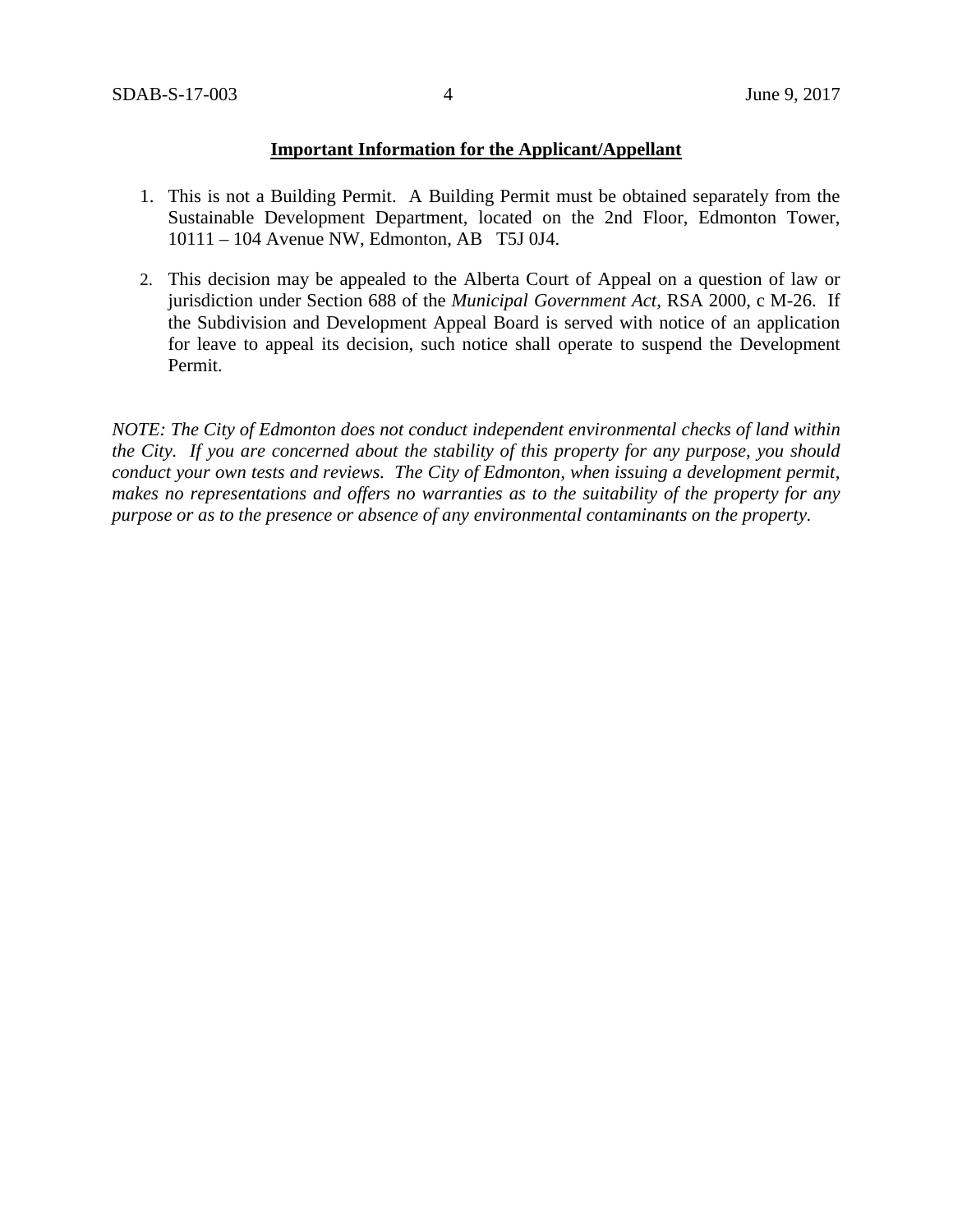**Important Information for the Applicant/Appellant**

1. This is not a Building Permit. A Building Permit must be obtained separately from the Sustainable Development Department, located on the 2nd Floor, Edmonton Tower, 10111 – 104 Avenue NW, Edmonton, AB T5J 0J4.

2. This decision may be appealed to the Alberta Court of Appeal on a question of law or jurisdiction under Section 688 of the *Municipal Government Act*, RSA 2000, c M-26. If the Subdivision and Development Appeal Board is served with notice of an application for leave to appeal its decision, such notice shall operate to suspend the Development Permit.

*NOTE: The City of Edmonton does not conduct independent environmental checks of land within the City. If you are concerned about the stability of this property for any purpose, you should conduct your own tests and reviews. The City of Edmonton, when issuing a development permit, makes no representations and offers no warranties as to the suitability of the property for any purpose or as to the presence or absence of any environmental contaminants on the property.*